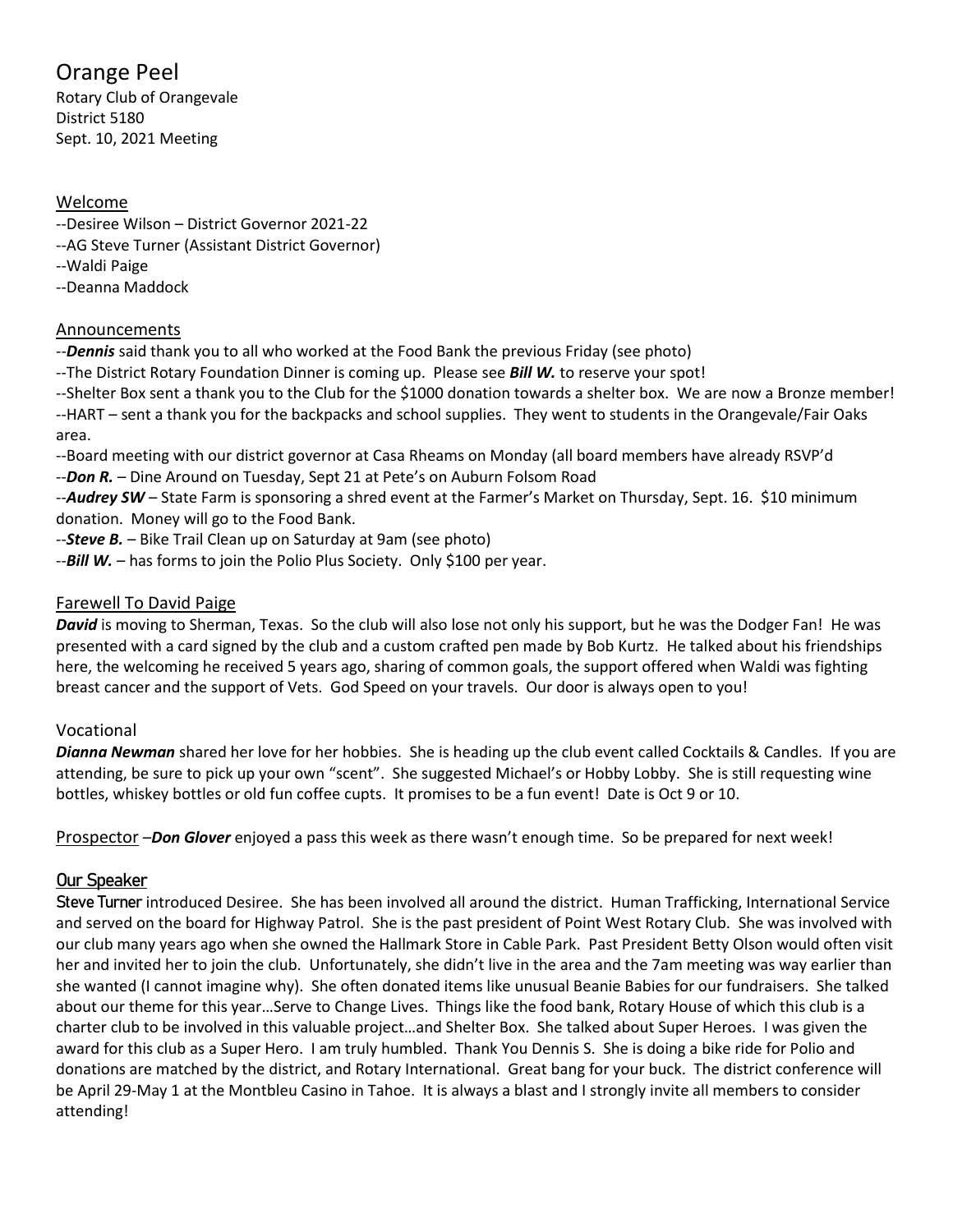# Orange Peel

Rotary Club of Orangevale
District 5180
Sept. 10, 2021 Meeting

## Welcome

--Desiree Wilson – District Governor 2021-22
--AG Steve Turner (Assistant District Governor)
--Waldi Paige
--Deanna Maddock

## Announcements

--***Dennis*** said thank you to all who worked at the Food Bank the previous Friday (see photo)
--The District Rotary Foundation Dinner is coming up. Please see ***Bill W.*** to reserve your spot!
--Shelter Box sent a thank you to the Club for the $1000 donation towards a shelter box. We are now a Bronze member!
--HART – sent a thank you for the backpacks and school supplies. They went to students in the Orangevale/Fair Oaks area.
--Board meeting with our district governor at Casa Rheams on Monday (all board members have already RSVP'd
--***Don R.*** – Dine Around on Tuesday, Sept 21 at Pete's on Auburn Folsom Road
--***Audrey SW*** – State Farm is sponsoring a shred event at the Farmer's Market on Thursday, Sept. 16. $10 minimum donation. Money will go to the Food Bank.
--***Steve B.*** – Bike Trail Clean up on Saturday at 9am (see photo)
--***Bill W.*** – has forms to join the Polio Plus Society. Only $100 per year.

## Farewell To David Paige

***David*** is moving to Sherman, Texas. So the club will also lose not only his support, but he was the Dodger Fan! He was presented with a card signed by the club and a custom crafted pen made by Bob Kurtz. He talked about his friendships here, the welcoming he received 5 years ago, sharing of common goals, the support offered when Waldi was fighting breast cancer and the support of Vets. God Speed on your travels. Our door is always open to you!

## Vocational

***Dianna Newman*** shared her love for her hobbies. She is heading up the club event called Cocktails & Candles. If you are attending, be sure to pick up your own "scent". She suggested Michael's or Hobby Lobby. She is still requesting wine bottles, whiskey bottles or old fun coffee cupts. It promises to be a fun event! Date is Oct 9 or 10.

Prospector –***Don Glover*** enjoyed a pass this week as there wasn't enough time. So be prepared for next week!

## Our Speaker

**Steve Turner** introduced Desiree. She has been involved all around the district. Human Trafficking, International Service and served on the board for Highway Patrol. She is the past president of Point West Rotary Club. She was involved with our club many years ago when she owned the Hallmark Store in Cable Park. Past President Betty Olson would often visit her and invited her to join the club. Unfortunately, she didn't live in the area and the 7am meeting was way earlier than she wanted (I cannot imagine why). She often donated items like unusual Beanie Babies for our fundraisers. She talked about our theme for this year…Serve to Change Lives. Things like the food bank, Rotary House of which this club is a charter club to be involved in this valuable project…and Shelter Box. She talked about Super Heroes. I was given the award for this club as a Super Hero. I am truly humbled. Thank You Dennis S. She is doing a bike ride for Polio and donations are matched by the district, and Rotary International. Great bang for your buck. The district conference will be April 29-May 1 at the Montbleu Casino in Tahoe. It is always a blast and I strongly invite all members to consider attending!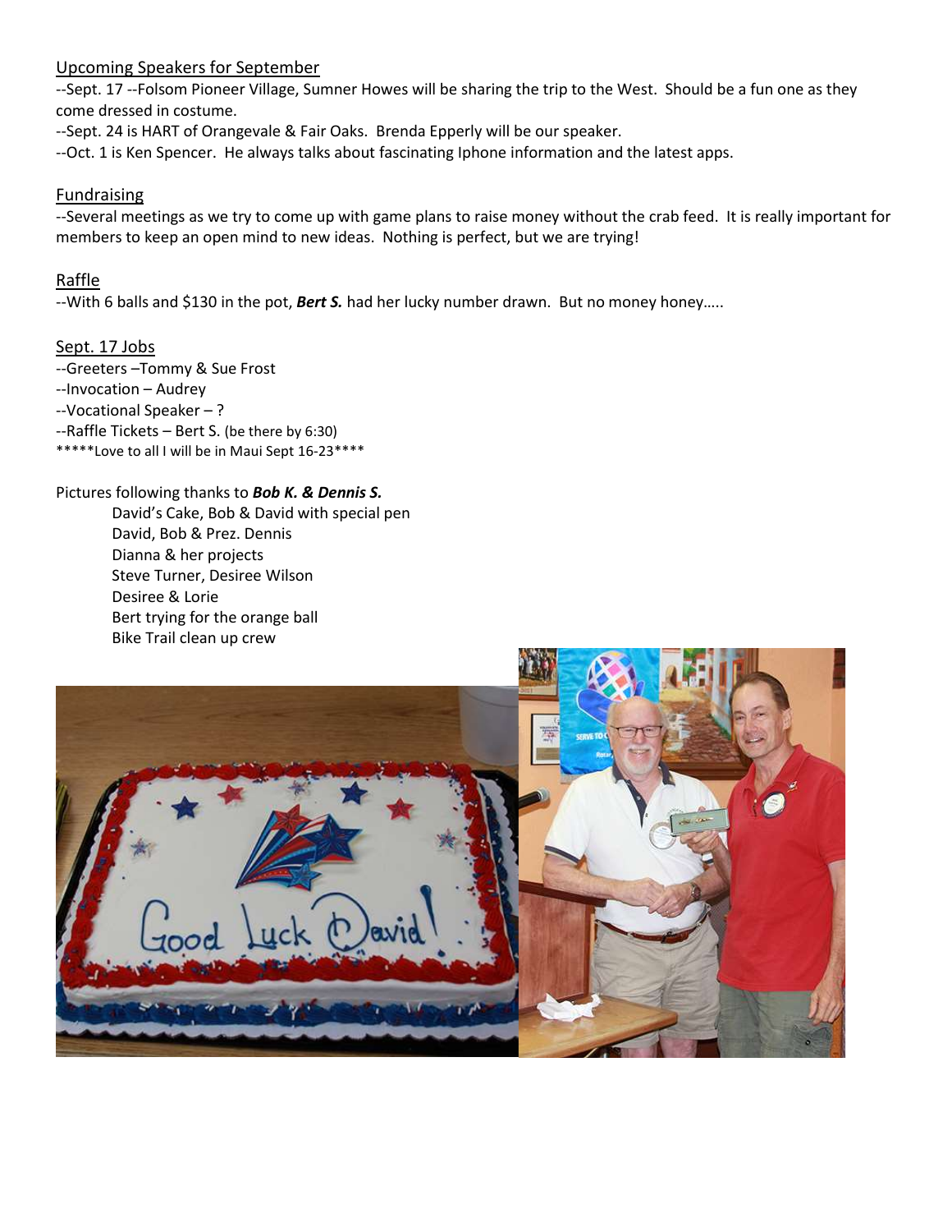Upcoming Speakers for September

--Sept. 17 --Folsom Pioneer Village, Sumner Howes will be sharing the trip to the West. Should be a fun one as they come dressed in costume.

--Sept. 24 is HART of Orangevale & Fair Oaks. Brenda Epperly will be our speaker.

--Oct. 1 is Ken Spencer. He always talks about fascinating Iphone information and the latest apps.

Fundraising

--Several meetings as we try to come up with game plans to raise money without the crab feed. It is really important for members to keep an open mind to new ideas. Nothing is perfect, but we are trying!

Raffle

--With 6 balls and $130 in the pot, ***Bert S.*** had her lucky number drawn. But no money honey…..

Sept. 17 Jobs

--Greeters –Tommy & Sue Frost

--Invocation – Audrey

--Vocational Speaker – ?

--Raffle Tickets – Bert S. (be there by 6:30)

*****Love to all I will be in Maui Sept 16-23****

Pictures following thanks to ***Bob K. & Dennis S.***

David's Cake, Bob & David with special pen

David, Bob & Prez. Dennis

Dianna & her projects

Steve Turner, Desiree Wilson

Desiree & Lorie

Bert trying for the orange ball

Bike Trail clean up crew